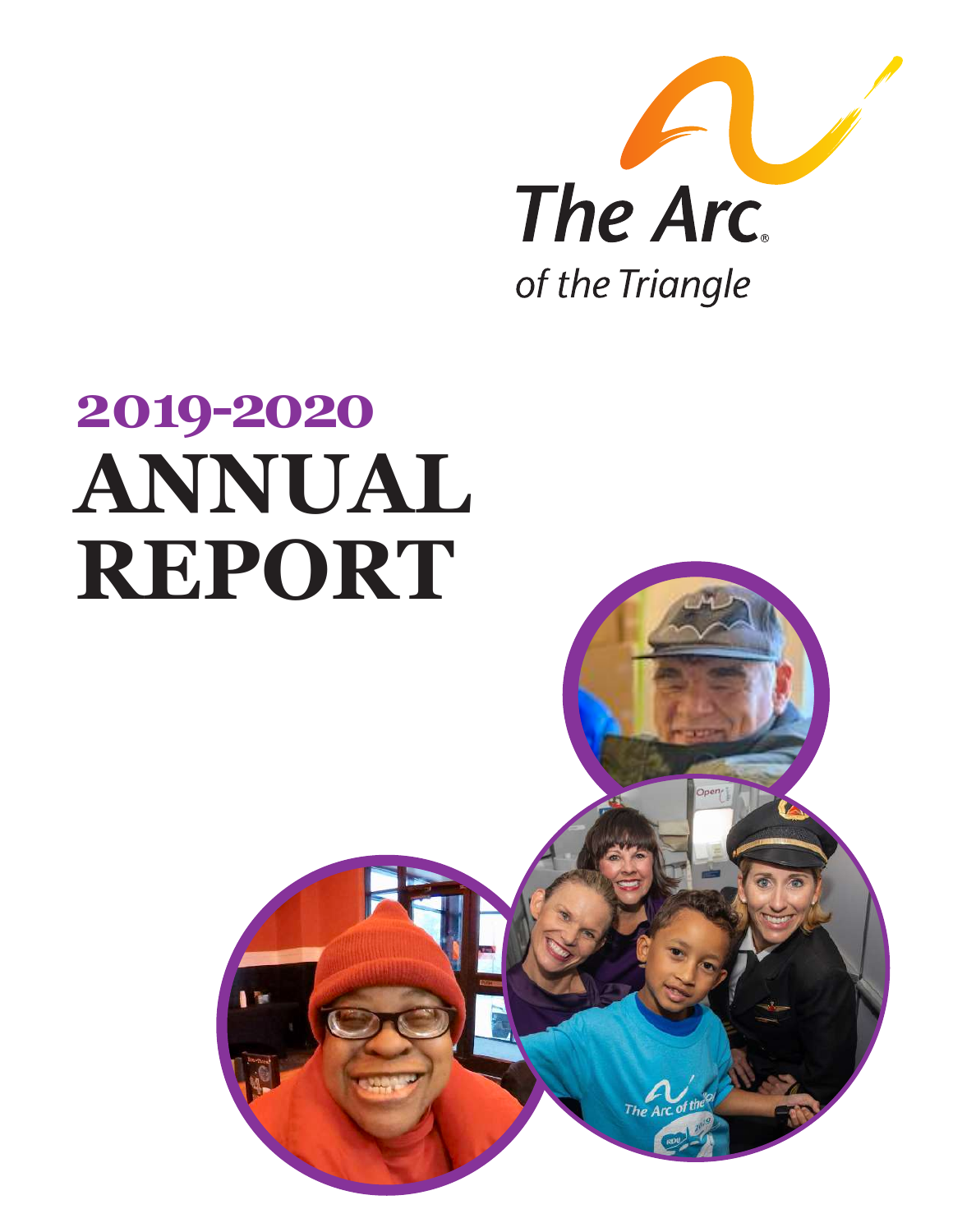The Arc of the Triangle

# 2019-2020 ANNUAL REPORT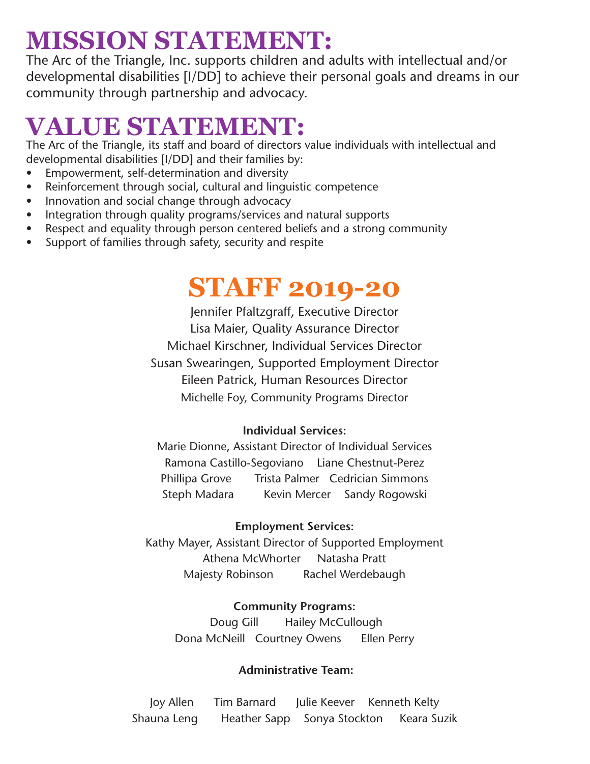# MISSION STATEMENT:

The Arc of the Triangle, Inc. supports children and adults with intellectual and/or developmental disabilities [I/DD] to achieve their personal goals and dreams in our community through partnership and advocacy.

# VALUE STATEMENT:

The Arc of the Triangle, its staff and board of directors value individuals with intellectual and developmental disabilities [I/DD] and their families by:

- Empowerment, self-determination and diversity
- Reinforcement through social, cultural and linguistic competence
- Innovation and social change through advocacy
- Integration through quality programs/services and natural supports
- Respect and equality through person centered beliefs and a strong community
- Support of families through safety, security and respite

# STAFF 2019-20

Jennifer Pfaltzgraff, Executive Director
Lisa Maier, Quality Assurance Director
Michael Kirschner, Individual Services Director
Susan Swearingen, Supported Employment Director
Eileen Patrick, Human Resources Director
Michelle Foy, Community Programs Director

**Individual Services:**

Marie Dionne, Assistant Director of Individual Services
Ramona Castillo-Segoviano   Liane Chestnut-Perez
Phillipa Grove   Trista Palmer   Cedrician Simmons
Steph Madara   Kevin Mercer   Sandy Rogowski

**Employment Services:**

Kathy Mayer, Assistant Director of Supported Employment
Athena McWhorter   Natasha Pratt
Majesty Robinson   Rachel Werdebaugh

**Community Programs:**

Doug Gill   Hailey McCullough
Dona McNeill   Courtney Owens   Ellen Perry

**Administrative Team:**

Joy Allen   Tim Barnard   Julie Keever   Kenneth Kelty
Shauna Leng   Heather Sapp   Sonya Stockton   Keara Suzik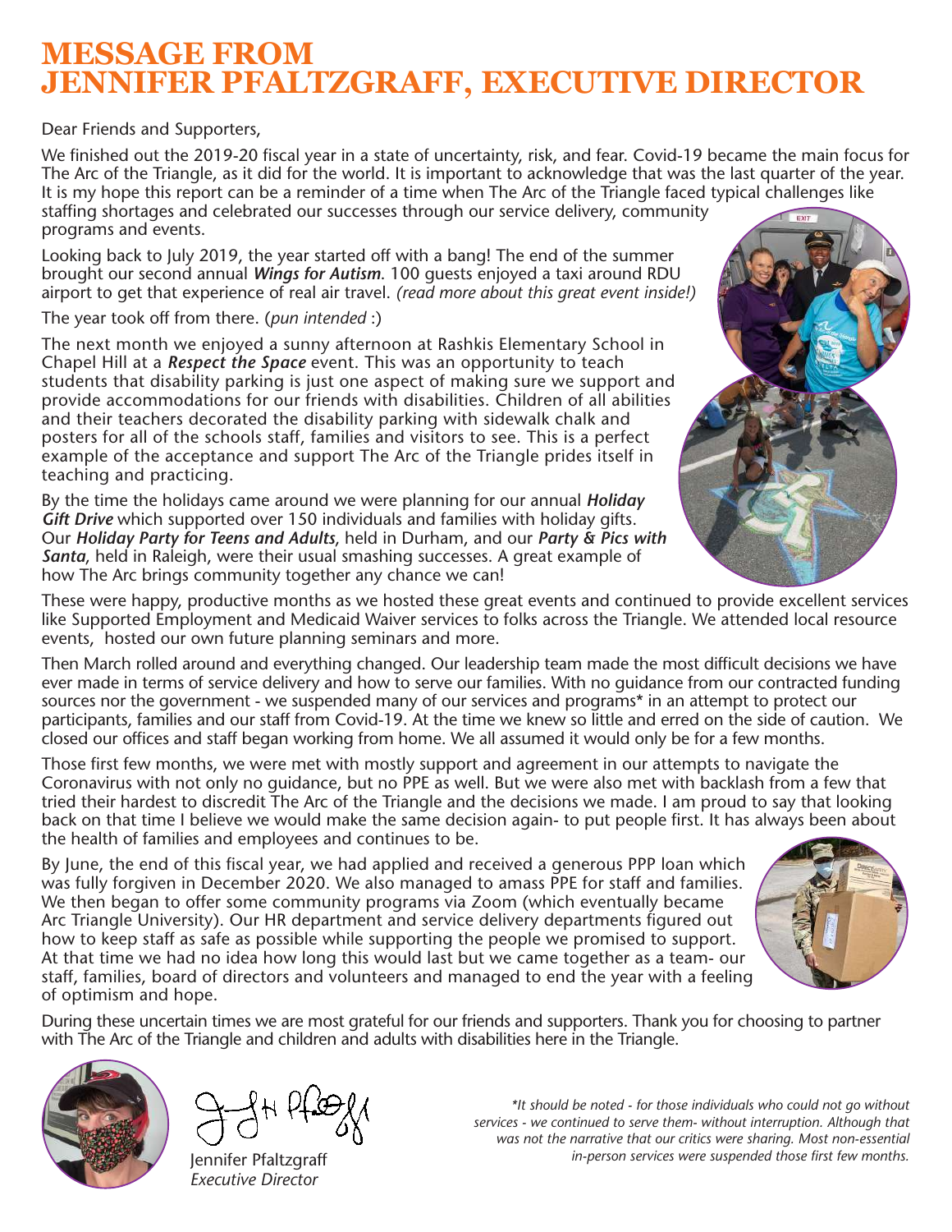# MESSAGE FROM JENNIFER PFALTZGRAFF, EXECUTIVE DIRECTOR

Dear Friends and Supporters,

We finished out the 2019-20 fiscal year in a state of uncertainty, risk, and fear. Covid-19 became the main focus for The Arc of the Triangle, as it did for the world. It is important to acknowledge that was the last quarter of the year. It is my hope this report can be a reminder of a time when The Arc of the Triangle faced typical challenges like staffing shortages and celebrated our successes through our service delivery, community programs and events.

Looking back to July 2019, the year started off with a bang! The end of the summer brought our second annual ***Wings for Autism***. 100 guests enjoyed a taxi around RDU airport to get that experience of real air travel. *(read more about this great event inside!)*

The year took off from there. (*pun intended* :)

The next month we enjoyed a sunny afternoon at Rashkis Elementary School in Chapel Hill at a ***Respect the Space*** event. This was an opportunity to teach students that disability parking is just one aspect of making sure we support and provide accommodations for our friends with disabilities. Children of all abilities and their teachers decorated the disability parking with sidewalk chalk and posters for all of the schools staff, families and visitors to see. This is a perfect example of the acceptance and support The Arc of the Triangle prides itself in teaching and practicing.

By the time the holidays came around we were planning for our annual ***Holiday Gift Drive*** which supported over 150 individuals and families with holiday gifts. Our ***Holiday Party for Teens and Adults***, held in Durham, and our ***Party & Pics with Santa***, held in Raleigh, were their usual smashing successes. A great example of how The Arc brings community together any chance we can!

These were happy, productive months as we hosted these great events and continued to provide excellent services like Supported Employment and Medicaid Waiver services to folks across the Triangle. We attended local resource events, hosted our own future planning seminars and more.

Then March rolled around and everything changed. Our leadership team made the most difficult decisions we have ever made in terms of service delivery and how to serve our families. With no guidance from our contracted funding sources nor the government - we suspended many of our services and programs* in an attempt to protect our participants, families and our staff from Covid-19. At the time we knew so little and erred on the side of caution. We closed our offices and staff began working from home. We all assumed it would only be for a few months.

Those first few months, we were met with mostly support and agreement in our attempts to navigate the Coronavirus with not only no guidance, but no PPE as well. But we were also met with backlash from a few that tried their hardest to discredit The Arc of the Triangle and the decisions we made. I am proud to say that looking back on that time I believe we would make the same decision again- to put people first. It has always been about the health of families and employees and continues to be.

By June, the end of this fiscal year, we had applied and received a generous PPP loan which was fully forgiven in December 2020. We also managed to amass PPE for staff and families. We then began to offer some community programs via Zoom (which eventually became Arc Triangle University). Our HR department and service delivery departments figured out how to keep staff as safe as possible while supporting the people we promised to support. At that time we had no idea how long this would last but we came together as a team- our staff, families, board of directors and volunteers and managed to end the year with a feeling of optimism and hope.

During these uncertain times we are most grateful for our friends and supporters. Thank you for choosing to partner with The Arc of the Triangle and children and adults with disabilities here in the Triangle.

Jennifer Pfaltzgraff
*Executive Director*

**It should be noted - for those individuals who could not go without services - we continued to serve them- without interruption. Although that was not the narrative that our critics were sharing. Most non-essential in-person services were suspended those first few months.*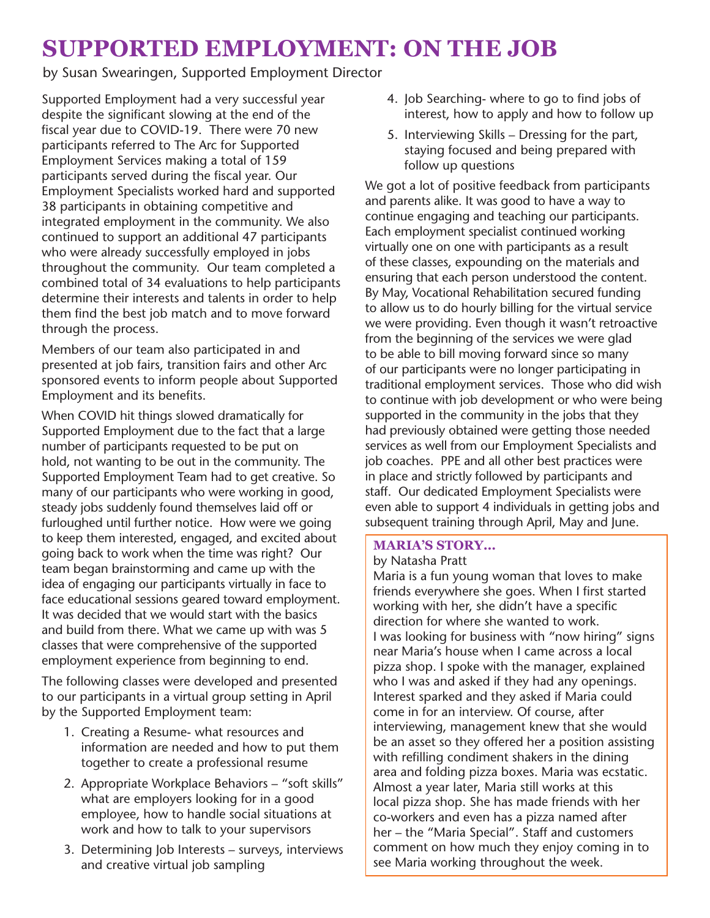# SUPPORTED EMPLOYMENT: ON THE JOB

by Susan Swearingen, Supported Employment Director

Supported Employment had a very successful year despite the significant slowing at the end of the fiscal year due to COVID-19. There were 70 new participants referred to The Arc for Supported Employment Services making a total of 159 participants served during the fiscal year. Our Employment Specialists worked hard and supported 38 participants in obtaining competitive and integrated employment in the community. We also continued to support an additional 47 participants who were already successfully employed in jobs throughout the community. Our team completed a combined total of 34 evaluations to help participants determine their interests and talents in order to help them find the best job match and to move forward through the process.

Members of our team also participated in and presented at job fairs, transition fairs and other Arc sponsored events to inform people about Supported Employment and its benefits.

When COVID hit things slowed dramatically for Supported Employment due to the fact that a large number of participants requested to be put on hold, not wanting to be out in the community. The Supported Employment Team had to get creative. So many of our participants who were working in good, steady jobs suddenly found themselves laid off or furloughed until further notice. How were we going to keep them interested, engaged, and excited about going back to work when the time was right? Our team began brainstorming and came up with the idea of engaging our participants virtually in face to face educational sessions geared toward employment. It was decided that we would start with the basics and build from there. What we came up with was 5 classes that were comprehensive of the supported employment experience from beginning to end.

The following classes were developed and presented to our participants in a virtual group setting in April by the Supported Employment team:

1. Creating a Resume- what resources and information are needed and how to put them together to create a professional resume
2. Appropriate Workplace Behaviors – "soft skills" what are employers looking for in a good employee, how to handle social situations at work and how to talk to your supervisors
3. Determining Job Interests – surveys, interviews and creative virtual job sampling
4. Job Searching- where to go to find jobs of interest, how to apply and how to follow up
5. Interviewing Skills – Dressing for the part, staying focused and being prepared with follow up questions

We got a lot of positive feedback from participants and parents alike. It was good to have a way to continue engaging and teaching our participants. Each employment specialist continued working virtually one on one with participants as a result of these classes, expounding on the materials and ensuring that each person understood the content. By May, Vocational Rehabilitation secured funding to allow us to do hourly billing for the virtual service we were providing. Even though it wasn't retroactive from the beginning of the services we were glad to be able to bill moving forward since so many of our participants were no longer participating in traditional employment services. Those who did wish to continue with job development or who were being supported in the community in the jobs that they had previously obtained were getting those needed services as well from our Employment Specialists and job coaches. PPE and all other best practices were in place and strictly followed by participants and staff. Our dedicated Employment Specialists were even able to support 4 individuals in getting jobs and subsequent training through April, May and June.

### MARIA'S STORY…

by Natasha Pratt

Maria is a fun young woman that loves to make friends everywhere she goes. When I first started working with her, she didn't have a specific direction for where she wanted to work. I was looking for business with "now hiring" signs near Maria's house when I came across a local pizza shop. I spoke with the manager, explained who I was and asked if they had any openings. Interest sparked and they asked if Maria could come in for an interview. Of course, after interviewing, management knew that she would be an asset so they offered her a position assisting with refilling condiment shakers in the dining area and folding pizza boxes. Maria was ecstatic. Almost a year later, Maria still works at this local pizza shop. She has made friends with her co-workers and even has a pizza named after her – the "Maria Special". Staff and customers comment on how much they enjoy coming in to see Maria working throughout the week.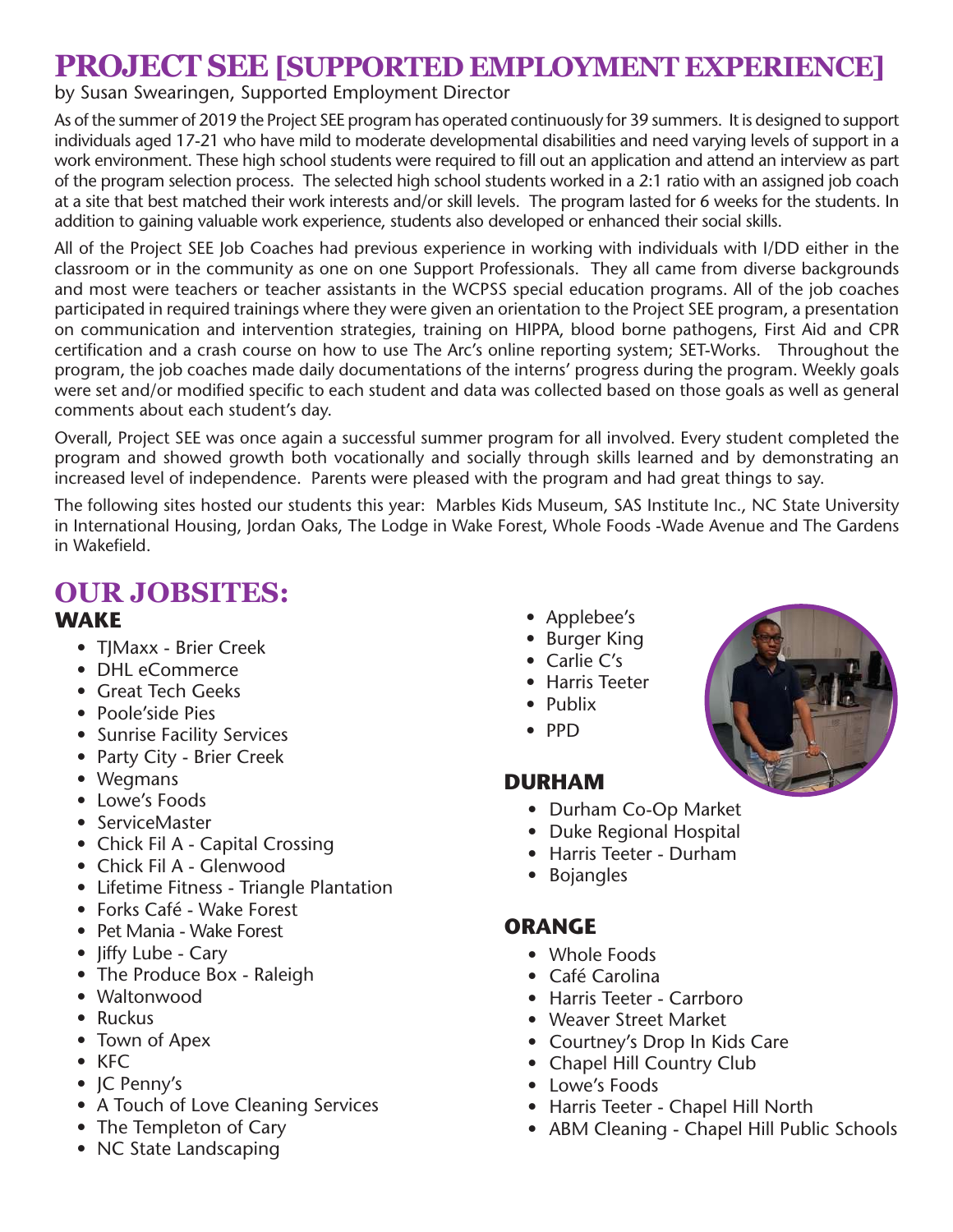# PROJECT SEE [SUPPORTED EMPLOYMENT EXPERIENCE]

by Susan Swearingen, Supported Employment Director

As of the summer of 2019 the Project SEE program has operated continuously for 39 summers. It is designed to support individuals aged 17-21 who have mild to moderate developmental disabilities and need varying levels of support in a work environment. These high school students were required to fill out an application and attend an interview as part of the program selection process. The selected high school students worked in a 2:1 ratio with an assigned job coach at a site that best matched their work interests and/or skill levels. The program lasted for 6 weeks for the students. In addition to gaining valuable work experience, students also developed or enhanced their social skills.

All of the Project SEE Job Coaches had previous experience in working with individuals with I/DD either in the classroom or in the community as one on one Support Professionals. They all came from diverse backgrounds and most were teachers or teacher assistants in the WCPSS special education programs. All of the job coaches participated in required trainings where they were given an orientation to the Project SEE program, a presentation on communication and intervention strategies, training on HIPPA, blood borne pathogens, First Aid and CPR certification and a crash course on how to use The Arc's online reporting system; SET-Works. Throughout the program, the job coaches made daily documentations of the interns' progress during the program. Weekly goals were set and/or modified specific to each student and data was collected based on those goals as well as general comments about each student's day.

Overall, Project SEE was once again a successful summer program for all involved. Every student completed the program and showed growth both vocationally and socially through skills learned and by demonstrating an increased level of independence. Parents were pleased with the program and had great things to say.

The following sites hosted our students this year: Marbles Kids Museum, SAS Institute Inc., NC State University in International Housing, Jordan Oaks, The Lodge in Wake Forest, Whole Foods -Wade Avenue and The Gardens in Wakefield.

# OUR JOBSITES:

## WAKE

- TJMaxx - Brier Creek
- DHL eCommerce
- Great Tech Geeks
- Poole'side Pies
- Sunrise Facility Services
- Party City - Brier Creek
- Wegmans
- Lowe's Foods
- ServiceMaster
- Chick Fil A - Capital Crossing
- Chick Fil A - Glenwood
- Lifetime Fitness - Triangle Plantation
- Forks Café - Wake Forest
- Pet Mania - Wake Forest
- Jiffy Lube - Cary
- The Produce Box - Raleigh
- Waltonwood
- Ruckus
- Town of Apex
- KFC
- JC Penny's
- A Touch of Love Cleaning Services
- The Templeton of Cary
- NC State Landscaping
- Applebee's
- Burger King
- Carlie C's
- Harris Teeter
- Publix
- PPD

## DURHAM

- Durham Co-Op Market
- Duke Regional Hospital
- Harris Teeter - Durham
- Bojangles

## ORANGE

- Whole Foods
- Café Carolina
- Harris Teeter - Carrboro
- Weaver Street Market
- Courtney's Drop In Kids Care
- Chapel Hill Country Club
- Lowe's Foods
- Harris Teeter - Chapel Hill North
- ABM Cleaning - Chapel Hill Public Schools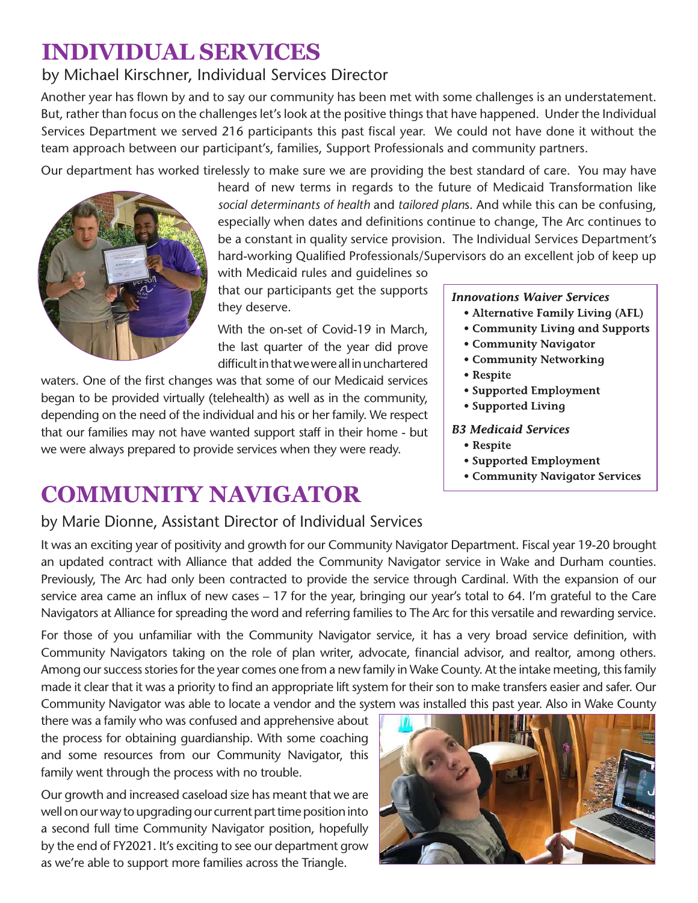# INDIVIDUAL SERVICES

by Michael Kirschner, Individual Services Director

Another year has flown by and to say our community has been met with some challenges is an understatement. But, rather than focus on the challenges let's look at the positive things that have happened. Under the Individual Services Department we served 216 participants this past fiscal year. We could not have done it without the team approach between our participant's, families, Support Professionals and community partners.

Our department has worked tirelessly to make sure we are providing the best standard of care. You may have heard of new terms in regards to the future of Medicaid Transformation like *social determinants of health* and *tailored plans*. And while this can be confusing, especially when dates and definitions continue to change, The Arc continues to be a constant in quality service provision. The Individual Services Department's hard-working Qualified Professionals/Supervisors do an excellent job of keep up with Medicaid rules and guidelines so that our participants get the supports they deserve.

With the on-set of Covid-19 in March, the last quarter of the year did prove difficult in that we were all in unchartered waters. One of the first changes was that some of our Medicaid services began to be provided virtually (telehealth) as well as in the community, depending on the need of the individual and his or her family. We respect that our families may not have wanted support staff in their home - but we were always prepared to provide services when they were ready.

***Innovations Waiver Services***

- **Alternative Family Living (AFL)**
- **Community Living and Supports**
- **Community Navigator**
- **Community Networking**
- **Respite**
- **Supported Employment**
- **Supported Living**

***B3 Medicaid Services***

- **Respite**
- **Supported Employment**
- **Community Navigator Services**

# COMMUNITY NAVIGATOR

by Marie Dionne, Assistant Director of Individual Services

It was an exciting year of positivity and growth for our Community Navigator Department. Fiscal year 19-20 brought an updated contract with Alliance that added the Community Navigator service in Wake and Durham counties. Previously, The Arc had only been contracted to provide the service through Cardinal. With the expansion of our service area came an influx of new cases – 17 for the year, bringing our year's total to 64. I'm grateful to the Care Navigators at Alliance for spreading the word and referring families to The Arc for this versatile and rewarding service.

For those of you unfamiliar with the Community Navigator service, it has a very broad service definition, with Community Navigators taking on the role of plan writer, advocate, financial advisor, and realtor, among others. Among our success stories for the year comes one from a new family in Wake County. At the intake meeting, this family made it clear that it was a priority to find an appropriate lift system for their son to make transfers easier and safer. Our Community Navigator was able to locate a vendor and the system was installed this past year. Also in Wake County there was a family who was confused and apprehensive about the process for obtaining guardianship. With some coaching and some resources from our Community Navigator, this family went through the process with no trouble.

Our growth and increased caseload size has meant that we are well on our way to upgrading our current part time position into a second full time Community Navigator position, hopefully by the end of FY2021. It's exciting to see our department grow as we're able to support more families across the Triangle.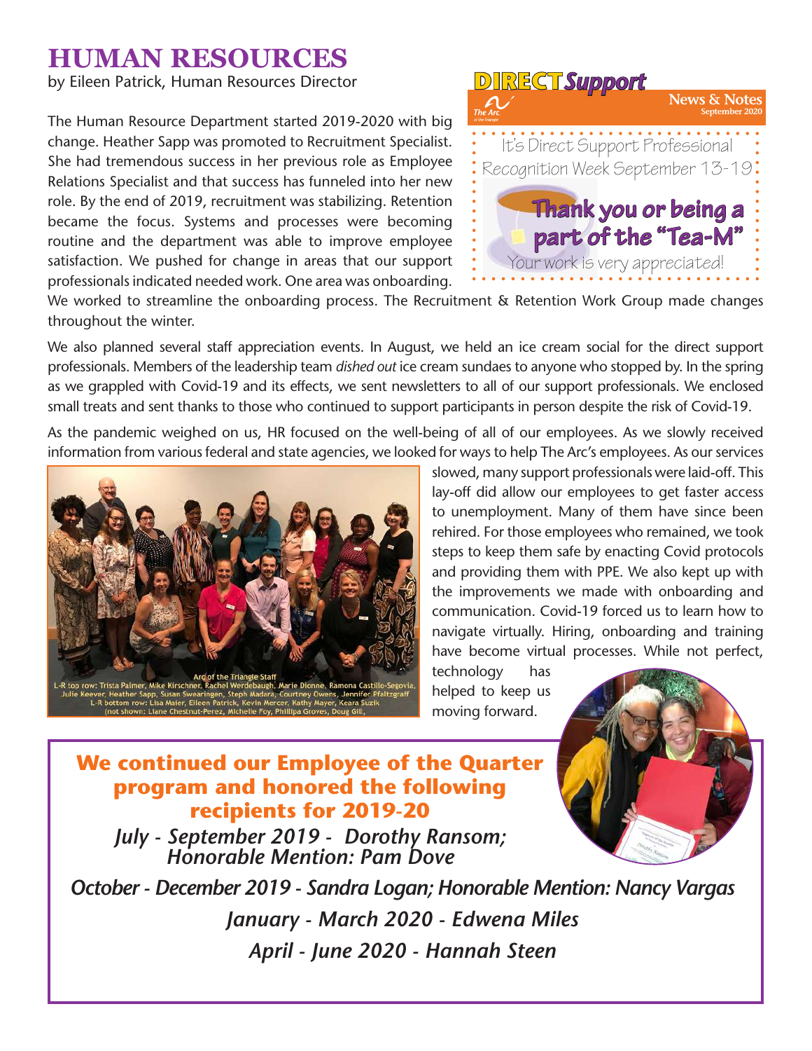# HUMAN RESOURCES

by Eileen Patrick, Human Resources Director

The Human Resource Department started 2019-2020 with big change. Heather Sapp was promoted to Recruitment Specialist. She had tremendous success in her previous role as Employee Relations Specialist and that success has funneled into her new role. By the end of 2019, recruitment was stabilizing. Retention became the focus. Systems and processes were becoming routine and the department was able to improve employee satisfaction. We pushed for change in areas that our support professionals indicated needed work. One area was onboarding. We worked to streamline the onboarding process. The Recruitment & Retention Work Group made changes throughout the winter.

**DIRECT Support** News & Notes September 2020

It's Direct Support Professional Recognition Week September 13-19

**Thank you or being a part of the "Tea-M"**

Your work is very appreciated!

We also planned several staff appreciation events. In August, we held an ice cream social for the direct support professionals. Members of the leadership team *dished out* ice cream sundaes to anyone who stopped by. In the spring as we grappled with Covid-19 and its effects, we sent newsletters to all of our support professionals. We enclosed small treats and sent thanks to those who continued to support participants in person despite the risk of Covid-19.

As the pandemic weighed on us, HR focused on the well-being of all of our employees. As we slowly received information from various federal and state agencies, we looked for ways to help The Arc's employees. As our services slowed, many support professionals were laid-off. This lay-off did allow our employees to get faster access to unemployment. Many of them have since been rehired. For those employees who remained, we took steps to keep them safe by enacting Covid protocols and providing them with PPE. We also kept up with the improvements we made with onboarding and communication. Covid-19 forced us to learn how to navigate virtually. Hiring, onboarding and training have become virtual processes. While not perfect, technology has helped to keep us moving forward.

Arc of the Triangle Staff
L-R top row: Trista Palmer, Mike Kirschner, Rachel Werdebaugh, Marie Dionne, Ramona Castillo-Segovia, Julie Keever, Heather Sapp, Susan Swearingen, Steph Madara, Courtney Owens, Jennifer Pfaltzgraff
L-R bottom row: Lisa Maier, Eileen Patrick, Kevin Mercer, Kathy Mayer, Keara Suzik
(not shown: Liane Chestnut-Perez, Michelle Foy, Phillipa Groves, Doug Gill,

## We continued our Employee of the Quarter program and honored the following recipients for 2019-20

*July - September 2019 - Dorothy Ransom; Honorable Mention: Pam Dove*

*October - December 2019 - Sandra Logan; Honorable Mention: Nancy Vargas*

*January - March 2020 - Edwena Miles*

*April - June 2020 - Hannah Steen*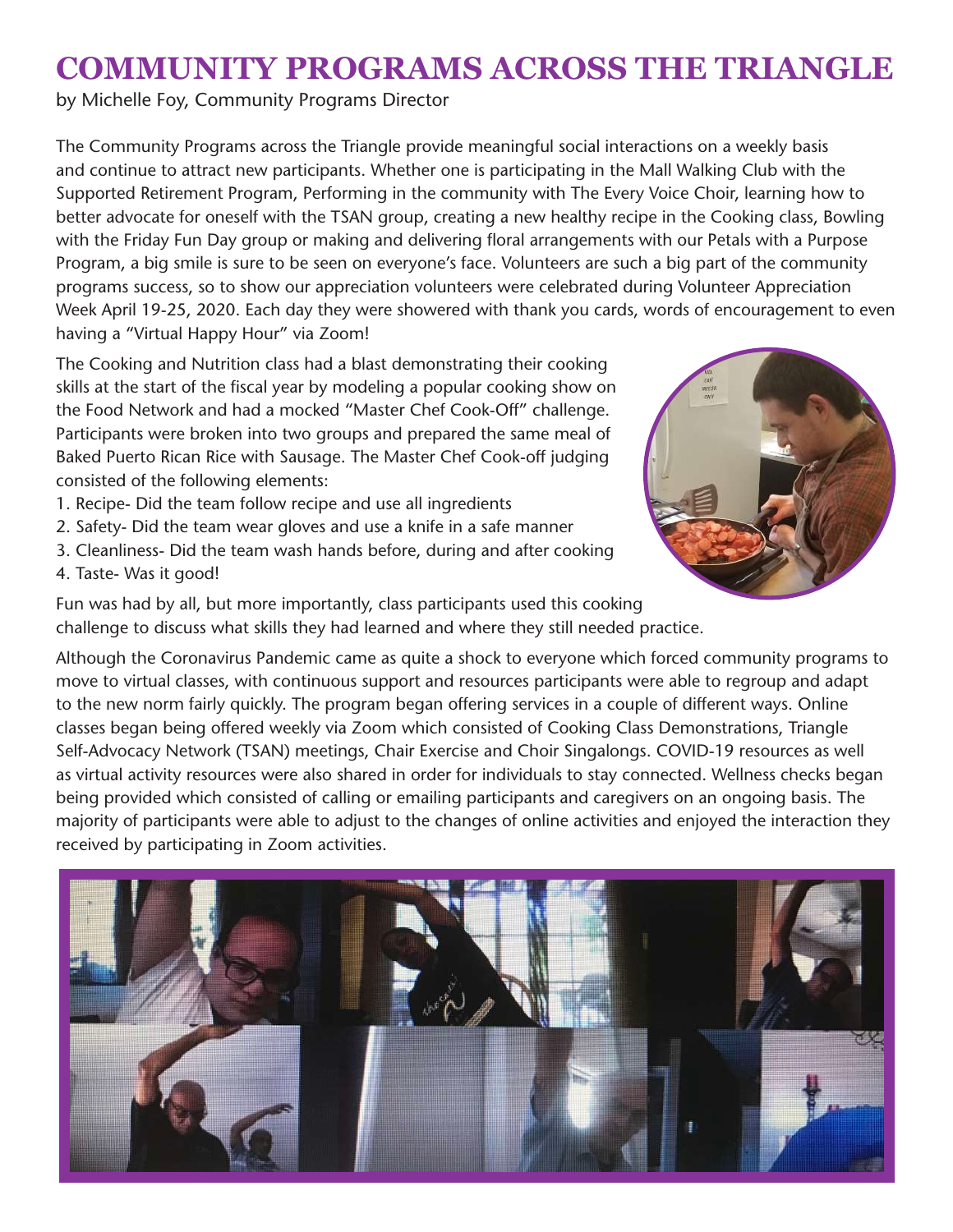# COMMUNITY PROGRAMS ACROSS THE TRIANGLE

by Michelle Foy, Community Programs Director

The Community Programs across the Triangle provide meaningful social interactions on a weekly basis and continue to attract new participants. Whether one is participating in the Mall Walking Club with the Supported Retirement Program, Performing in the community with The Every Voice Choir, learning how to better advocate for oneself with the TSAN group, creating a new healthy recipe in the Cooking class, Bowling with the Friday Fun Day group or making and delivering floral arrangements with our Petals with a Purpose Program, a big smile is sure to be seen on everyone's face. Volunteers are such a big part of the community programs success, so to show our appreciation volunteers were celebrated during Volunteer Appreciation Week April 19-25, 2020. Each day they were showered with thank you cards, words of encouragement to even having a "Virtual Happy Hour" via Zoom!

The Cooking and Nutrition class had a blast demonstrating their cooking skills at the start of the fiscal year by modeling a popular cooking show on the Food Network and had a mocked "Master Chef Cook-Off" challenge. Participants were broken into two groups and prepared the same meal of Baked Puerto Rican Rice with Sausage. The Master Chef Cook-off judging consisted of the following elements:

1. Recipe- Did the team follow recipe and use all ingredients
2. Safety- Did the team wear gloves and use a knife in a safe manner
3. Cleanliness- Did the team wash hands before, during and after cooking
4. Taste- Was it good!

Fun was had by all, but more importantly, class participants used this cooking challenge to discuss what skills they had learned and where they still needed practice.

Although the Coronavirus Pandemic came as quite a shock to everyone which forced community programs to move to virtual classes, with continuous support and resources participants were able to regroup and adapt to the new norm fairly quickly. The program began offering services in a couple of different ways. Online classes began being offered weekly via Zoom which consisted of Cooking Class Demonstrations, Triangle Self-Advocacy Network (TSAN) meetings, Chair Exercise and Choir Singalongs. COVID-19 resources as well as virtual activity resources were also shared in order for individuals to stay connected. Wellness checks began being provided which consisted of calling or emailing participants and caregivers on an ongoing basis. The majority of participants were able to adjust to the changes of online activities and enjoyed the interaction they received by participating in Zoom activities.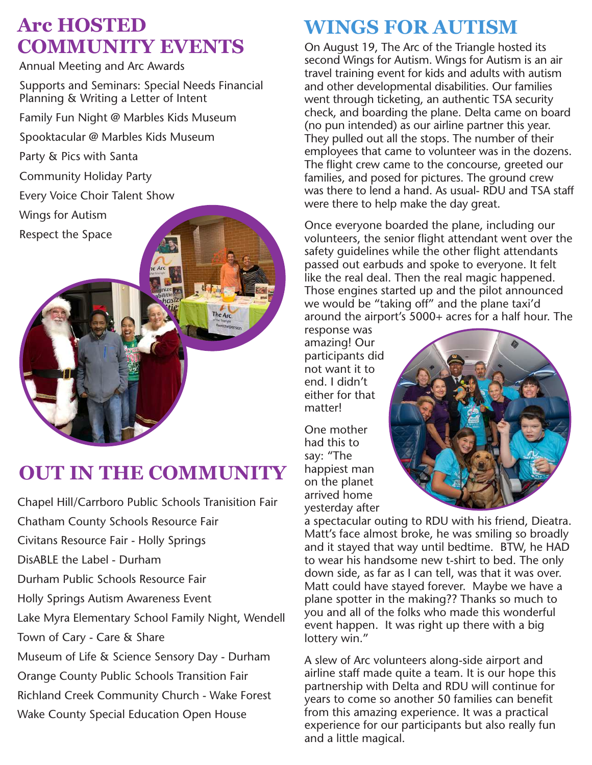## Arc HOSTED COMMUNITY EVENTS

Annual Meeting and Arc Awards

Supports and Seminars: Special Needs Financial Planning & Writing a Letter of Intent

Family Fun Night @ Marbles Kids Museum

Spooktacular @ Marbles Kids Museum

Party & Pics with Santa

Community Holiday Party

Every Voice Choir Talent Show

Wings for Autism

Respect the Space

## OUT IN THE COMMUNITY

Chapel Hill/Carrboro Public Schools Tranisition Fair

Chatham County Schools Resource Fair

Civitans Resource Fair - Holly Springs

DisABLE the Label - Durham

Durham Public Schools Resource Fair

Holly Springs Autism Awareness Event

Lake Myra Elementary School Family Night, Wendell

Town of Cary - Care & Share

Museum of Life & Science Sensory Day - Durham

Orange County Public Schools Transition Fair

Richland Creek Community Church - Wake Forest

Wake County Special Education Open House

## WINGS FOR AUTISM

On August 19, The Arc of the Triangle hosted its second Wings for Autism. Wings for Autism is an air travel training event for kids and adults with autism and other developmental disabilities. Our families went through ticketing, an authentic TSA security check, and boarding the plane. Delta came on board (no pun intended) as our airline partner this year. They pulled out all the stops. The number of their employees that came to volunteer was in the dozens. The flight crew came to the concourse, greeted our families, and posed for pictures. The ground crew was there to lend a hand. As usual- RDU and TSA staff were there to help make the day great.

Once everyone boarded the plane, including our volunteers, the senior flight attendant went over the safety guidelines while the other flight attendants passed out earbuds and spoke to everyone. It felt like the real deal. Then the real magic happened. Those engines started up and the pilot announced we would be "taking off" and the plane taxi'd around the airport's 5000+ acres for a half hour. The response was amazing! Our participants did not want it to end. I didn't either for that matter!

One mother had this to say: "The happiest man on the planet arrived home yesterday after a spectacular outing to RDU with his friend, Dieatra. Matt's face almost broke, he was smiling so broadly and it stayed that way until bedtime. BTW, he HAD to wear his handsome new t-shirt to bed. The only down side, as far as I can tell, was that it was over. Matt could have stayed forever. Maybe we have a plane spotter in the making?? Thanks so much to you and all of the folks who made this wonderful event happen. It was right up there with a big lottery win."

A slew of Arc volunteers along-side airport and airline staff made quite a team. It is our hope this partnership with Delta and RDU will continue for years to come so another 50 families can benefit from this amazing experience. It was a practical experience for our participants but also really fun and a little magical.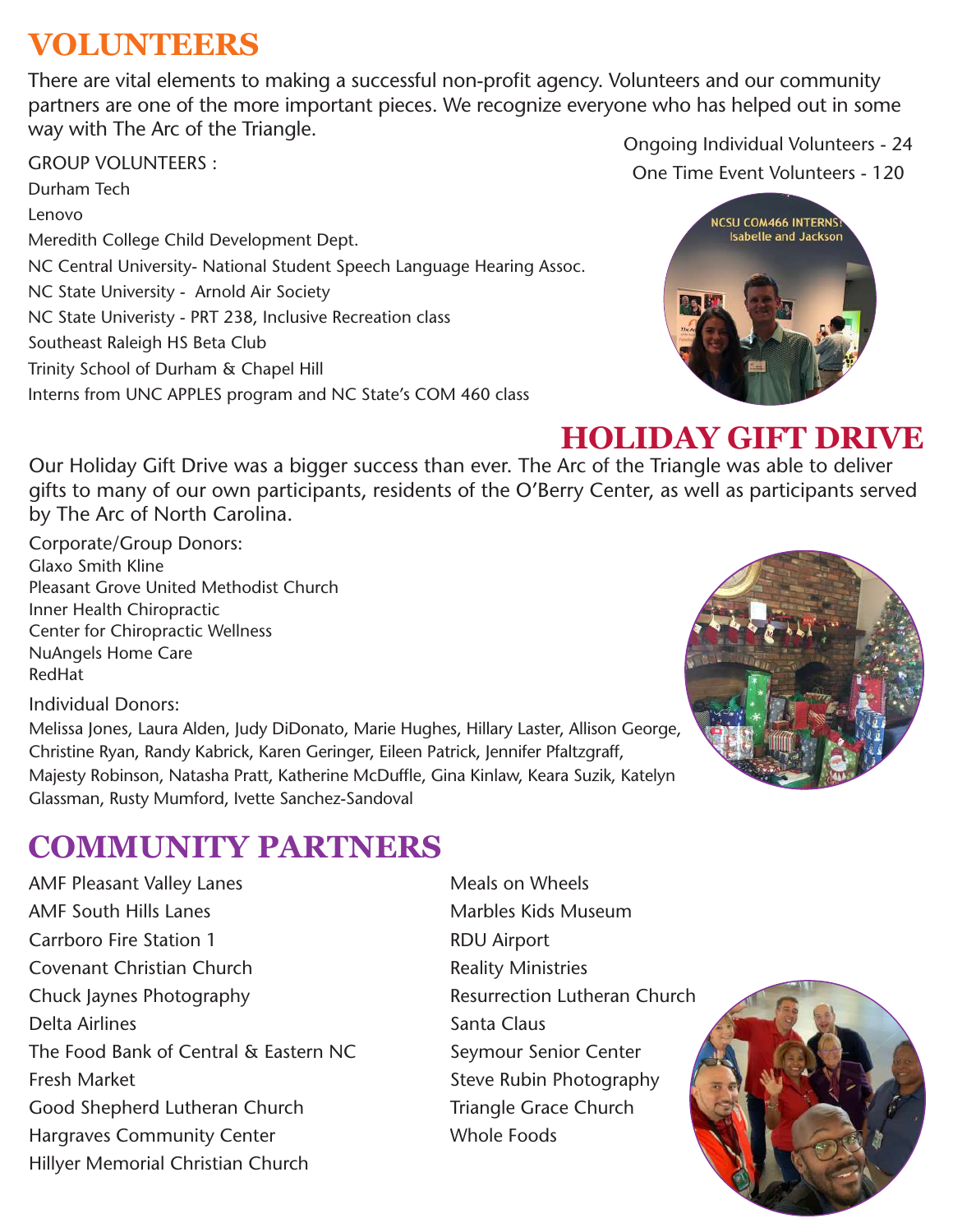# VOLUNTEERS

There are vital elements to making a successful non-profit agency. Volunteers and our community partners are one of the more important pieces. We recognize everyone who has helped out in some way with The Arc of the Triangle.

Ongoing Individual Volunteers - 24
One Time Event Volunteers - 120

GROUP VOLUNTEERS :

Durham Tech
Lenovo
Meredith College Child Development Dept.
NC Central University- National Student Speech Language Hearing Assoc.
NC State University - Arnold Air Society
NC State Univeristy - PRT 238, Inclusive Recreation class
Southeast Raleigh HS Beta Club
Trinity School of Durham & Chapel Hill
Interns from UNC APPLES program and NC State's COM 460 class

# HOLIDAY GIFT DRIVE

Our Holiday Gift Drive was a bigger success than ever. The Arc of the Triangle was able to deliver gifts to many of our own participants, residents of the O'Berry Center, as well as participants served by The Arc of North Carolina.

Corporate/Group Donors:
Glaxo Smith Kline
Pleasant Grove United Methodist Church
Inner Health Chiropractic
Center for Chiropractic Wellness
NuAngels Home Care
RedHat

Individual Donors:
Melissa Jones, Laura Alden, Judy DiDonato, Marie Hughes, Hillary Laster, Allison George, Christine Ryan, Randy Kabrick, Karen Geringer, Eileen Patrick, Jennifer Pfaltzgraff, Majesty Robinson, Natasha Pratt, Katherine McDuffle, Gina Kinlaw, Keara Suzik, Katelyn Glassman, Rusty Mumford, Ivette Sanchez-Sandoval

# COMMUNITY PARTNERS

AMF Pleasant Valley Lanes
AMF South Hills Lanes
Carrboro Fire Station 1
Covenant Christian Church
Chuck Jaynes Photography
Delta Airlines
The Food Bank of Central & Eastern NC
Fresh Market
Good Shepherd Lutheran Church
Hargraves Community Center
Hillyer Memorial Christian Church
Meals on Wheels
Marbles Kids Museum
RDU Airport
Reality Ministries
Resurrection Lutheran Church
Santa Claus
Seymour Senior Center
Steve Rubin Photography
Triangle Grace Church
Whole Foods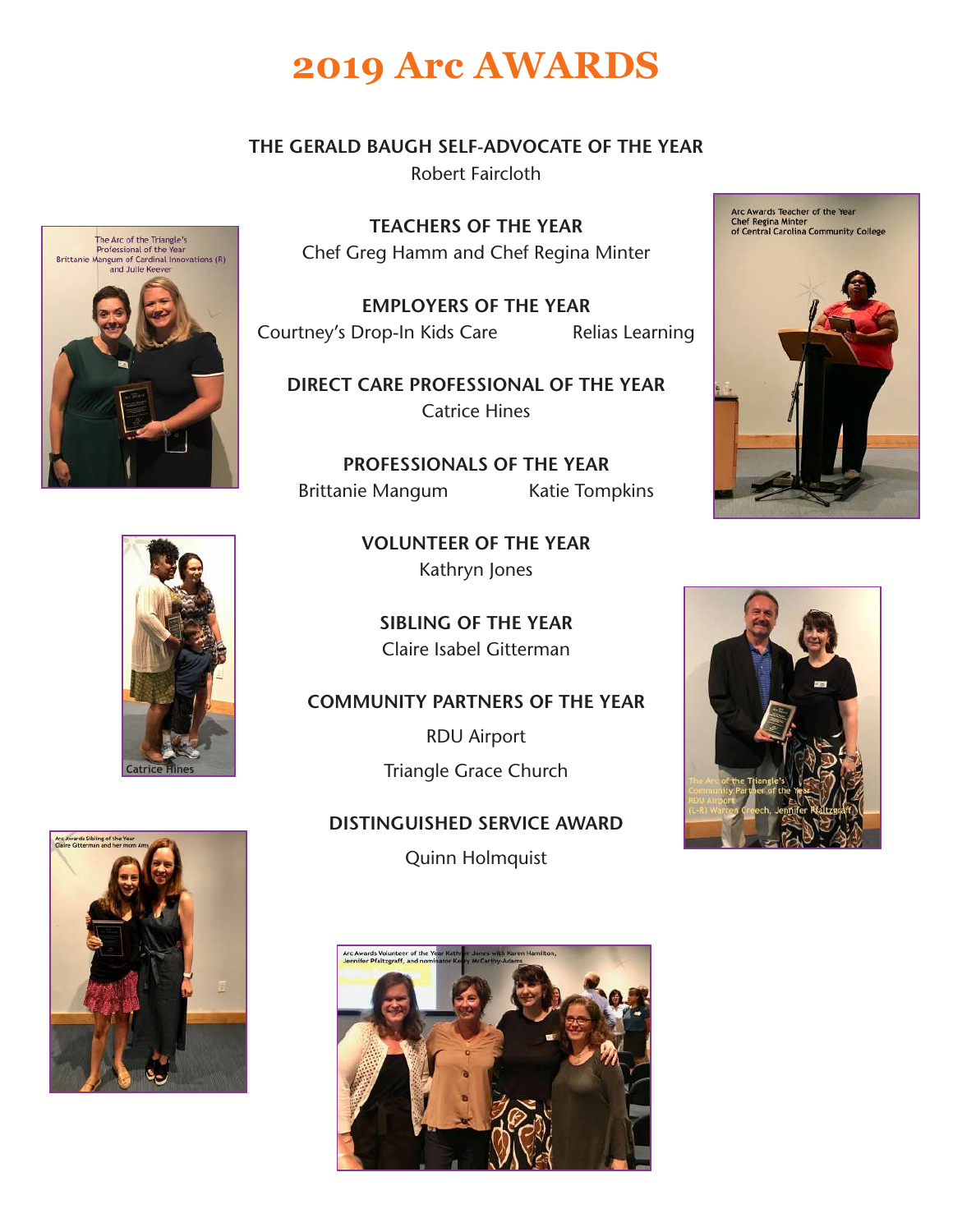# 2019 Arc AWARDS

**THE GERALD BAUGH SELF-ADVOCATE OF THE YEAR**
Robert Faircloth

**TEACHERS OF THE YEAR**
Chef Greg Hamm and Chef Regina Minter

**EMPLOYERS OF THE YEAR**
Courtney's Drop-In Kids Care
Relias Learning

**DIRECT CARE PROFESSIONAL OF THE YEAR**
Catrice Hines

**PROFESSIONALS OF THE YEAR**
Brittanie Mangum
Katie Tompkins

**VOLUNTEER OF THE YEAR**
Kathryn Jones

**SIBLING OF THE YEAR**
Claire Isabel Gitterman

**COMMUNITY PARTNERS OF THE YEAR**
RDU Airport
Triangle Grace Church

**DISTINGUISHED SERVICE AWARD**
Quinn Holmquist

The Arc of the Triangle's Professional of the Year Brittanie Mangum of Cardinal Innovations (R) and Julie Keever

Arc Awards Teacher of the Year Chef Regina Minter of Central Carolina Community College

Catrice Hines

The Arc of the Triangle's Community Partner of the Year RDU Airport (L-R) Warren Creech, Jennifer Pfaltzgraff

Arc Awards Sibling of the Year Claire Gitterman and her mom Amy

Arc Awards Volunteer of the Year Kathryn Jones with Karen Hamilton, Jennifer Pfaltzgraff, and nominator Kerry McCarthy-Adams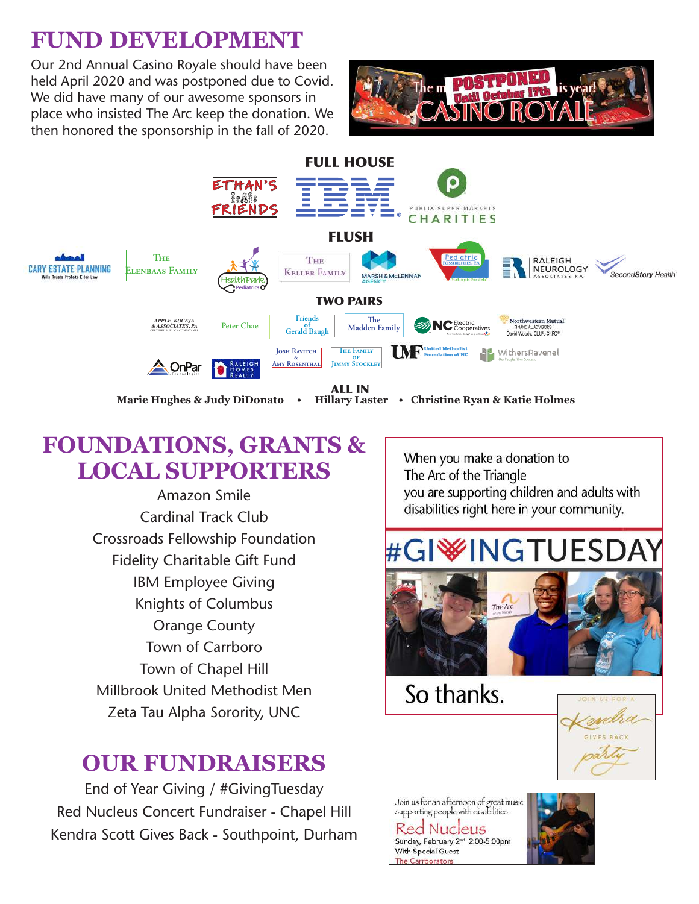# FUND DEVELOPMENT

Our 2nd Annual Casino Royale should have been held April 2020 and was postponed due to Covid. We did have many of our awesome sponsors in place who insisted The Arc keep the donation. We then honored the sponsorship in the fall of 2020.

### FULL HOUSE

Ethan's Friends • IBM • Publix Super Markets Charities

### FLUSH

Cary Estate Planning • The Elenbaas Family • HealthPark Pediatrics • The Keller Family • Marsh & McLennan Agency • Pediatric Possibilities, PA • Raleigh Neurology Associates, P.A. • SecondStory Health

### TWO PAIRS

Apple, Koceja & Associates, PA • Peter Chae • Friends of Gerald Baugh • The Madden Family • NC Electric Cooperatives • Northwestern Mutual Financial Advisors David Woody, CLU®, ChFC® • OnPar Technologies • Raleigh Homes Realty • Josh Ravitch & Amy Rosenthal • The Family of Jimmy Stockley • United Methodist Foundation of NC • WithersRavenel

### ALL IN

**Marie Hughes & Judy DiDonato • Hillary Laster • Christine Ryan & Katie Holmes**

# FOUNDATIONS, GRANTS & LOCAL SUPPORTERS

Amazon Smile
Cardinal Track Club
Crossroads Fellowship Foundation
Fidelity Charitable Gift Fund
IBM Employee Giving
Knights of Columbus
Orange County
Town of Carrboro
Town of Chapel Hill
Millbrook United Methodist Men
Zeta Tau Alpha Sorority, UNC

When you make a donation to The Arc of the Triangle you are supporting children and adults with disabilities right here in your community.

#GIVINGTUESDAY

So thanks.

# OUR FUNDRAISERS

End of Year Giving / #GivingTuesday
Red Nucleus Concert Fundraiser - Chapel Hill
Kendra Scott Gives Back - Southpoint, Durham

Join us for a Kendra Gives Back party

Join us for an afternoon of great music supporting people with disabilities
Red Nucleus
Sunday, February 2nd 2:00-5:00pm
With Special Guest
The Carrborators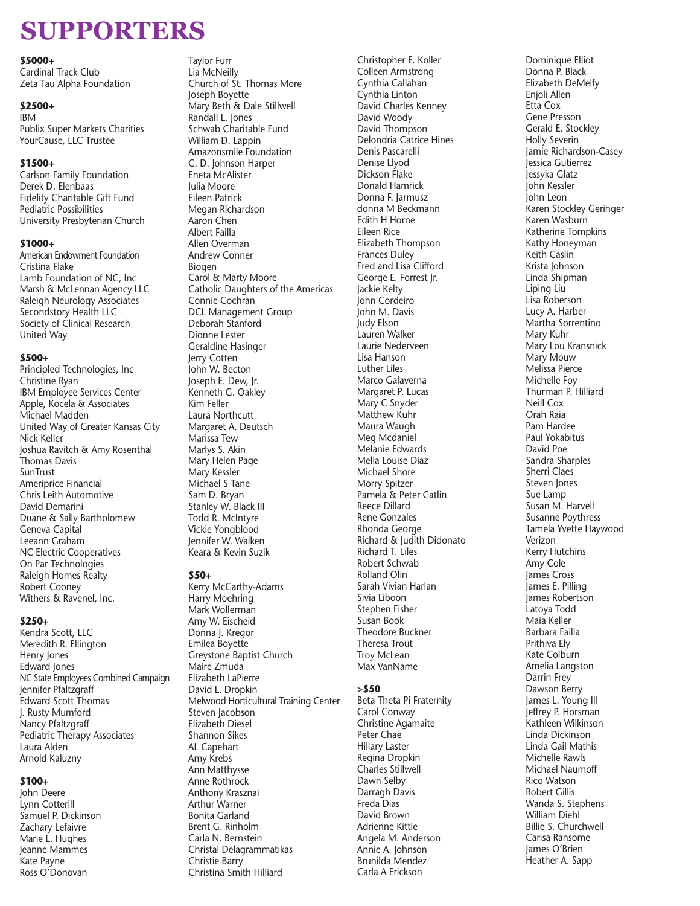# SUPPORTERS

**$5000+**

Cardinal Track Club
Zeta Tau Alpha Foundation

**$2500+**

IBM
Publix Super Markets Charities
YourCause, LLC Trustee

**$1500+**

Carlson Family Foundation
Derek D. Elenbaas
Fidelity Charitable Gift Fund
Pediatric Possibilities
University Presbyterian Church

**$1000+**

American Endowment Foundation
Cristina Flake
Lamb Foundation of NC, Inc
Marsh & McLennan Agency LLC
Raleigh Neurology Associates
Secondstory Health LLC
Society of Clinical Research
United Way

**$500+**

Principled Technologies, Inc
Christine Ryan
IBM Employee Services Center
Apple, Kocela & Associates
Michael Madden
United Way of Greater Kansas City
Nick Keller
Joshua Ravitch & Amy Rosenthal
Thomas Davis
SunTrust
Ameriprice Financial
Chris Leith Automotive
David Demarini
Duane & Sally Bartholomew
Geneva Capital
Leeann Graham
NC Electric Cooperatives
On Par Technologies
Raleigh Homes Realty
Robert Cooney
Withers & Ravenel, Inc.

**$250+**

Kendra Scott, LLC
Meredith R. Ellington
Henry Jones
Edward Jones
NC State Employees Combined Campaign
Jennifer Pfaltzgraff
Edward Scott Thomas
J. Rusty Mumford
Nancy Pfaltzgraff
Pediatric Therapy Associates
Laura Alden
Arnold Kaluzny

**$100+**

John Deere
Lynn Cotterill
Samuel P. Dickinson
Zachary Lefaivre
Marie L. Hughes
Jeanne Mammes
Kate Payne
Ross O'Donovan
Taylor Furr
Lia McNeilly
Church of St. Thomas More
Joseph Boyette
Mary Beth & Dale Stillwell
Randall L. Jones
Schwab Charitable Fund
William D. Lappin
Amazonsmile Foundation
C. D. Johnson Harper
Eneta McAlister
Julia Moore
Eileen Patrick
Megan Richardson
Aaron Chen
Albert Failla
Allen Overman
Andrew Conner
Biogen
Carol & Marty Moore
Catholic Daughters of the Americas
Connie Cochran
DCL Management Group
Deborah Stanford
Dionne Lester
Geraldine Hasinger
Jerry Cotten
John W. Becton
Joseph E. Dew, Jr.
Kenneth G. Oakley
Kim Feller
Laura Northcutt
Margaret A. Deutsch
Marissa Tew
Marlys S. Akin
Mary Helen Page
Mary Kessler
Michael S Tane
Sam D. Bryan
Stanley W. Black III
Todd R. McIntyre
Vickie Yongblood
Jennifer W. Walken
Keara & Kevin Suzik

**$50+**

Kerry McCarthy-Adams
Harry Moehring
Mark Wollerman
Amy W. Eischeid
Donna J. Kregor
Emilea Boyette
Greystone Baptist Church
Maire Zmuda
Elizabeth LaPierre
David L. Dropkin
Melwood Horticultural Training Center
Steven Jacobson
Elizabeth Diesel
Shannon Sikes
AL Capehart
Amy Krebs
Ann Matthysse
Anne Rothrock
Anthony Krasznai
Arthur Warner
Bonita Garland
Brent G. Rinholm
Carla N. Bernstein
Christal Delagrammatikas
Christie Barry
Christina Smith Hilliard
Christopher E. Koller
Colleen Armstrong
Cynthia Callahan
Cynthia Linton
David Charles Kenney
David Woody
David Thompson
Delondria Catrice Hines
Denis Pascarelli
Denise Llyod
Dickson Flake
Donald Hamrick
Donna F. Jarmusz
donna M Beckmann
Edith H Horne
Eileen Rice
Elizabeth Thompson
Frances Duley
Fred and Lisa Clifford
George E. Forrest Jr.
Jackie Kelty
John Cordeiro
John M. Davis
Judy Elson
Lauren Walker
Laurie Nederveen
Lisa Hanson
Luther Liles
Marco Galaverna
Margaret P. Lucas
Mary C Snyder
Matthew Kuhr
Maura Waugh
Meg Mcdaniel
Melanie Edwards
Mella Louise Diaz
Michael Shore
Morry Spitzer
Pamela & Peter Catlin
Reece Dillard
Rene Gonzales
Rhonda George
Richard & Judith Didonato
Richard T. Liles
Robert Schwab
Rolland Olin
Sarah Vivian Harlan
Sivia Liboon
Stephen Fisher
Susan Book
Theodore Buckner
Theresa Trout
Troy McLean
Max VanName

**>$50**

Beta Theta Pi Fraternity
Carol Conway
Christine Agamaite
Peter Chae
Hillary Laster
Regina Dropkin
Charles Stillwell
Dawn Selby
Darragh Davis
Freda Dias
David Brown
Adrienne Kittle
Angela M. Anderson
Annie A. Johnson
Brunilda Mendez
Carla A Erickson
Dominique Elliot
Donna P. Black
Elizabeth DeMelfy
Enjoli Allen
Etta Cox
Gene Presson
Gerald E. Stockley
Holly Severin
Jamie Richardson-Casey
Jessica Gutierrez
Jessyka Glatz
John Kessler
John Leon
Karen Stockley Geringer
Karen Wasburn
Katherine Tompkins
Kathy Honeyman
Keith Caslin
Krista Johnson
Linda Shipman
Liping Liu
Lisa Roberson
Lucy A. Harber
Martha Sorrentino
Mary Kuhr
Mary Lou Kransnick
Mary Mouw
Melissa Pierce
Michelle Foy
Thurman P. Hilliard
Neill Cox
Orah Raia
Pam Hardee
Paul Yokabitus
David Poe
Sandra Sharples
Sherri Claes
Steven Jones
Sue Lamp
Susan M. Harvell
Susanne Poythress
Tamela Yvette Haywood
Verizon
Kerry Hutchins
Amy Cole
James Cross
James E. Pilling
James Robertson
Latoya Todd
Maia Keller
Barbara Failla
Prithiva Ely
Kate Colburn
Amelia Langston
Darrin Frey
Dawson Berry
James L. Young III
Jeffrey P. Horsman
Kathleen Wilkinson
Linda Dickinson
Linda Gail Mathis
Michelle Rawls
Michael Naumoff
Rico Watson
Robert Gillis
Wanda S. Stephens
William Diehl
Billie S. Churchwell
Carisa Ransome
James O'Brien
Heather A. Sapp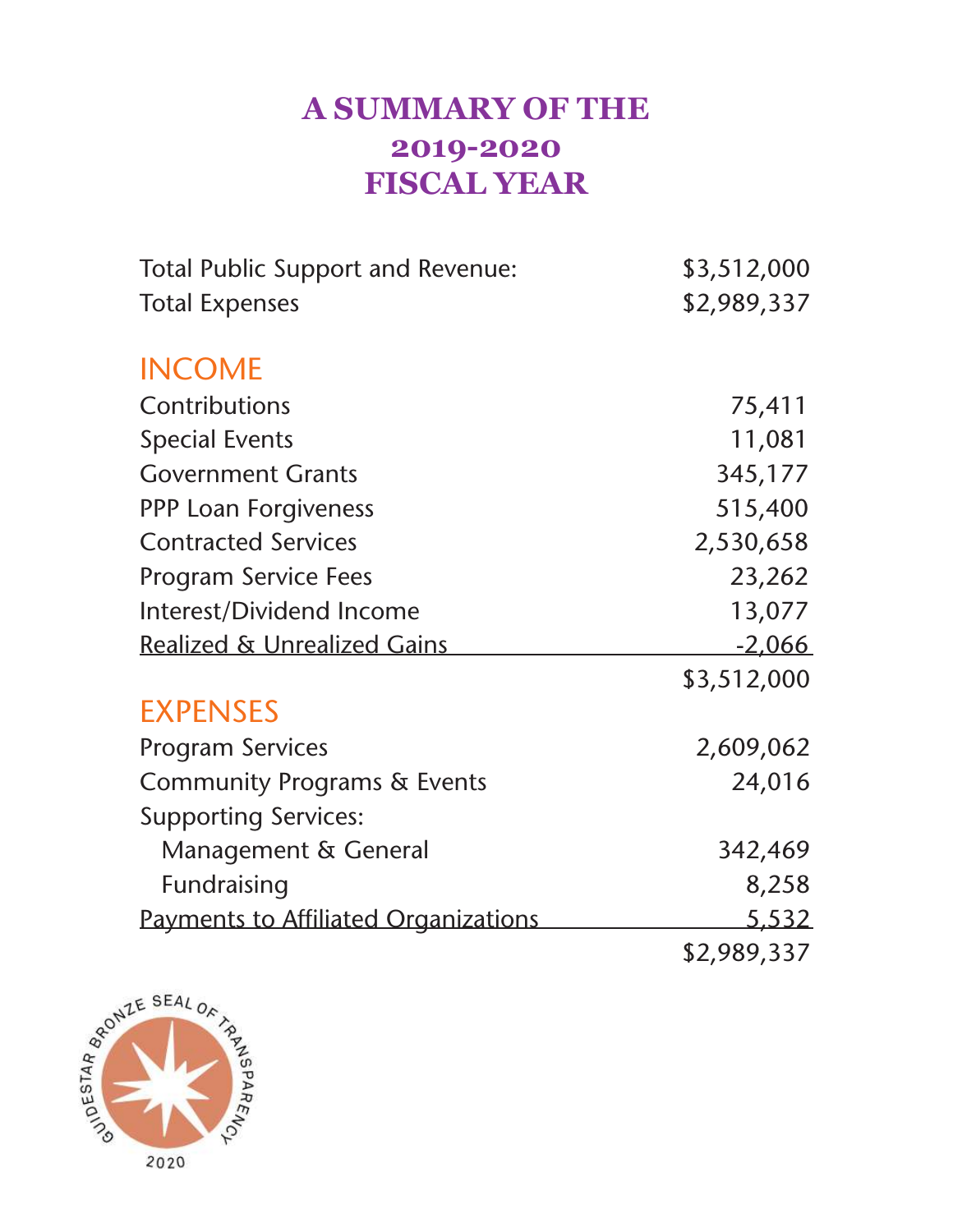# A SUMMARY OF THE 2019-2020 FISCAL YEAR

| | |
|---|---|
| Total Public Support and Revenue: | $3,512,000 |
| Total Expenses | $2,989,337 |

## INCOME

| | |
|---|---|
| Contributions | 75,411 |
| Special Events | 11,081 |
| Government Grants | 345,177 |
| PPP Loan Forgiveness | 515,400 |
| Contracted Services | 2,530,658 |
| Program Service Fees | 23,262 |
| Interest/Dividend Income | 13,077 |
| Realized & Unrealized Gains | -2,066 |
| | $3,512,000 |

## EXPENSES

| | |
|---|---|
| Program Services | 2,609,062 |
| Community Programs & Events | 24,016 |
| Supporting Services: | |
| Management & General | 342,469 |
| Fundraising | 8,258 |
| Payments to Affiliated Organizations | 5,532 |
| | $2,989,337 |

GUIDESTAR BRONZE SEAL OF TRANSPARENCY 2020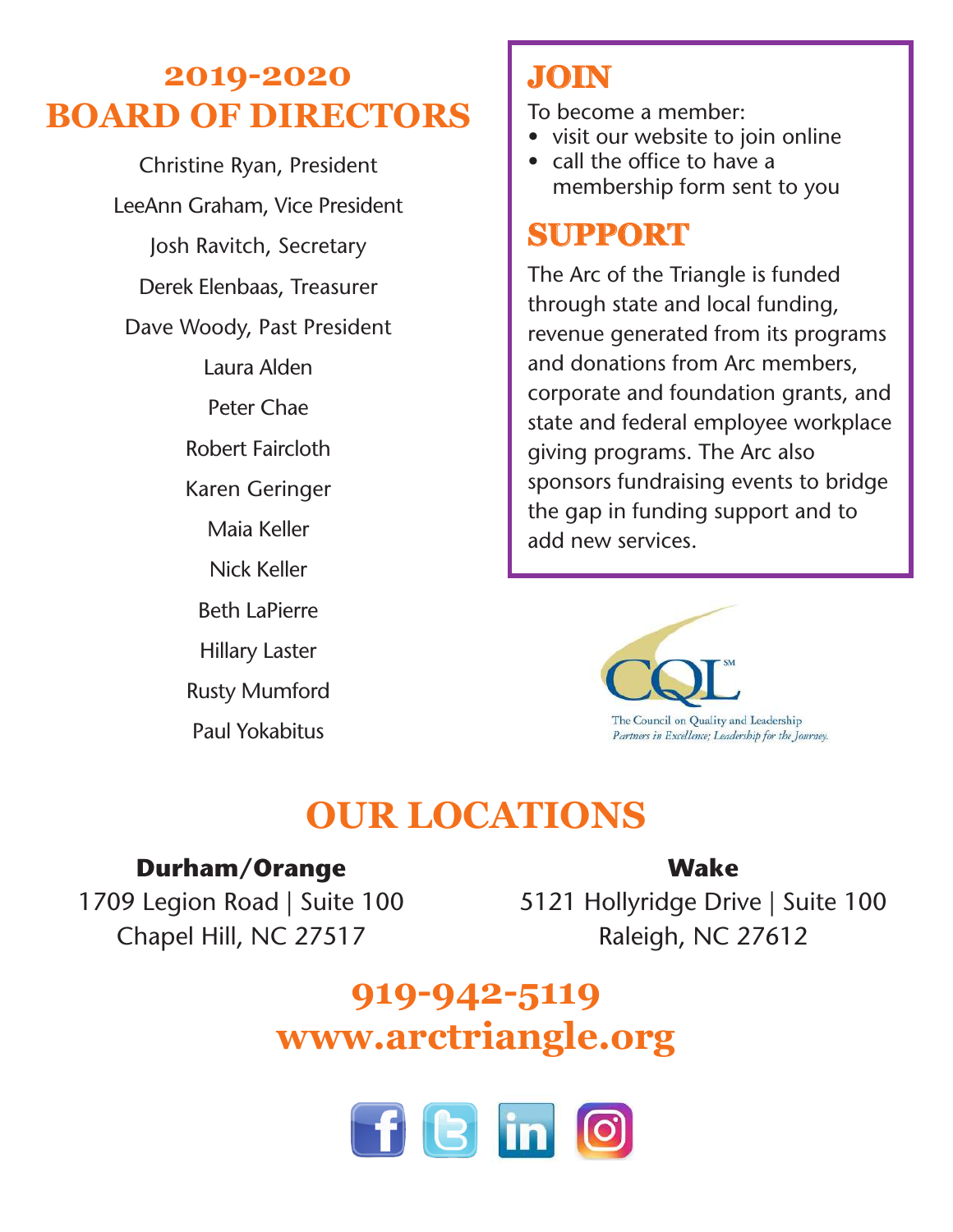## 2019-2020 BOARD OF DIRECTORS

Christine Ryan, President

LeeAnn Graham, Vice President

Josh Ravitch, Secretary

Derek Elenbaas, Treasurer

Dave Woody, Past President

Laura Alden

Peter Chae

Robert Faircloth

Karen Geringer

Maia Keller

Nick Keller

Beth LaPierre

Hillary Laster

Rusty Mumford

Paul Yokabitus

## JOIN

To become a member:

- visit our website to join online
- call the office to have a membership form sent to you

## SUPPORT

The Arc of the Triangle is funded through state and local funding, revenue generated from its programs and donations from Arc members, corporate and foundation grants, and state and federal employee workplace giving programs. The Arc also sponsors fundraising events to bridge the gap in funding support and to add new services.

CQL[SM]

The Council on Quality and Leadership

*Partners in Excellence; Leadership for the Journey.*

## OUR LOCATIONS

**Durham/Orange**
1709 Legion Road | Suite 100
Chapel Hill, NC 27517

**Wake**
5121 Hollyridge Drive | Suite 100
Raleigh, NC 27612

## 919-942-5119
## www.arctriangle.org